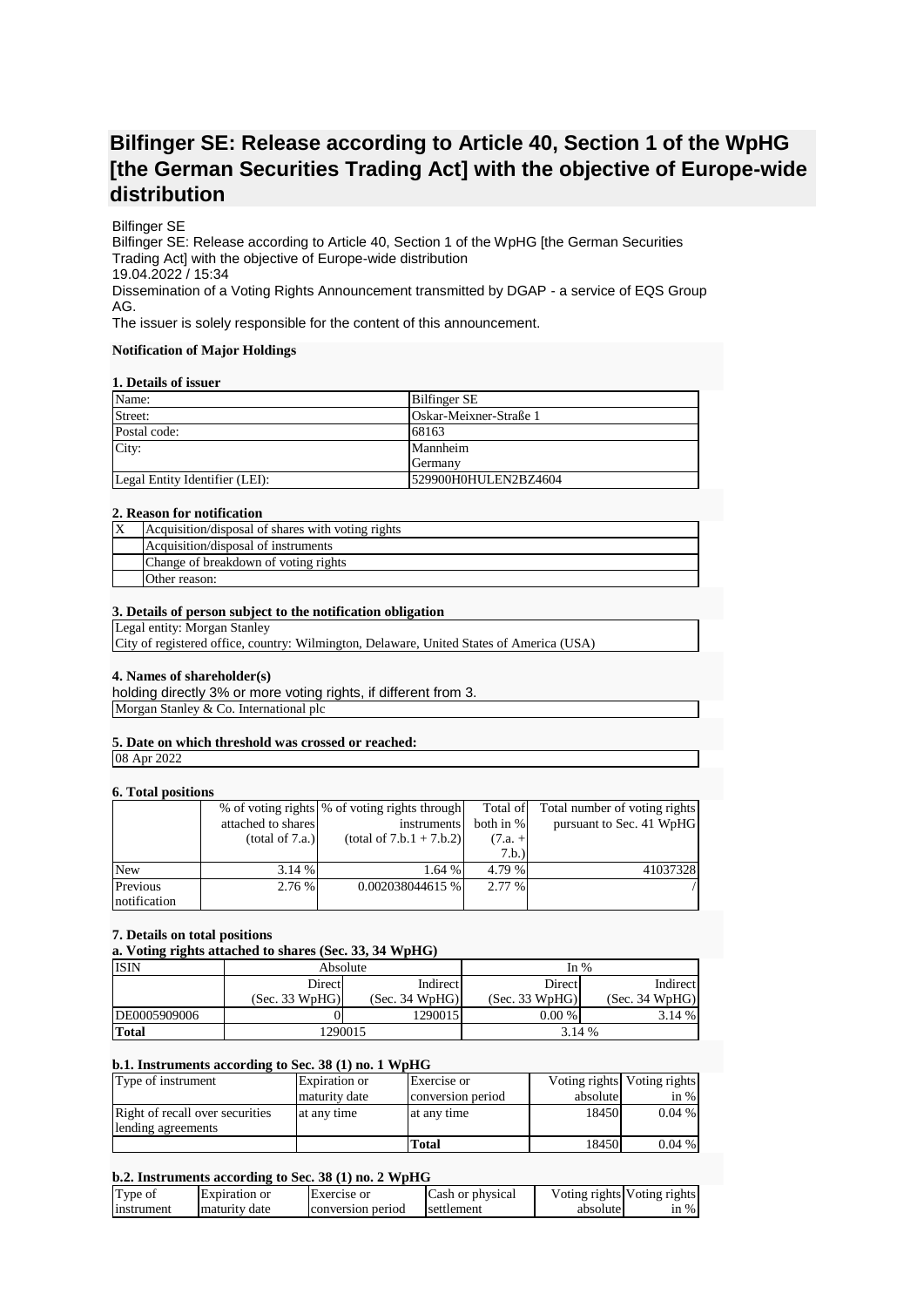# Bilfinger SE: Release according to Article 40, Section 1 of the WpHG [the German Securities Trading Act] with the objective of Europe-wide distribution

Bilfinger SE
Bilfinger SE: Release according to Article 40, Section 1 of the WpHG [the German Securities Trading Act] with the objective of Europe-wide distribution
19.04.2022 / 15:34
Dissemination of a Voting Rights Announcement transmitted by DGAP - a service of EQS Group AG.
The issuer is solely responsible for the content of this announcement.

**Notification of Major Holdings**

**1. Details of issuer**

| Name: | Bilfinger SE |
|---|---|
| Street: | Oskar-Meixner-Straße 1 |
| Postal code: | 68163 |
| City: | Mannheim<br>Germany |
| Legal Entity Identifier (LEI): | 529900H0HULEN2BZ4604 |

**2. Reason for notification**

| X | Acquisition/disposal of shares with voting rights |
|---|---|
| | Acquisition/disposal of instruments |
| | Change of breakdown of voting rights |
| | Other reason: |

**3. Details of person subject to the notification obligation**

Legal entity: Morgan Stanley
City of registered office, country: Wilmington, Delaware, United States of America (USA)

**4. Names of shareholder(s)**

holding directly 3% or more voting rights, if different from 3.
Morgan Stanley & Co. International plc

**5. Date on which threshold was crossed or reached:**

08 Apr 2022

**6. Total positions**

| | % of voting rights attached to shares (total of 7.a.) | % of voting rights through instruments (total of 7.b.1 + 7.b.2) | Total of both in % (7.a. + 7.b.) | Total number of voting rights pursuant to Sec. 41 WpHG |
|---|---|---|---|---|
| New | 3.14 % | 1.64 % | 4.79 % | 41037328 |
| Previous notification | 2.76 % | 0.002038044615 % | 2.77 % | / |

**7. Details on total positions**

**a. Voting rights attached to shares (Sec. 33, 34 WpHG)**

| ISIN | Absolute | | In % | |
|---|---|---|---|---|
| | Direct (Sec. 33 WpHG) | Indirect (Sec. 34 WpHG) | Direct (Sec. 33 WpHG) | Indirect (Sec. 34 WpHG) |
| DE0005909006 | 0 | 1290015 | 0.00 % | 3.14 % |
| **Total** | 1290015 | | 3.14 % | |

**b.1. Instruments according to Sec. 38 (1) no. 1 WpHG**

| Type of instrument | Expiration or maturity date | Exercise or conversion period | Voting rights absolute | Voting rights in % |
|---|---|---|---|---|
| Right of recall over securities lending agreements | at any time | at any time | 18450 | 0.04 % |
| | | **Total** | 18450 | 0.04 % |

**b.2. Instruments according to Sec. 38 (1) no. 2 WpHG**

| Type of instrument | Expiration or maturity date | Exercise or conversion period | Cash or physical settlement | Voting rights absolute | Voting rights in % |
|---|---|---|---|---|---|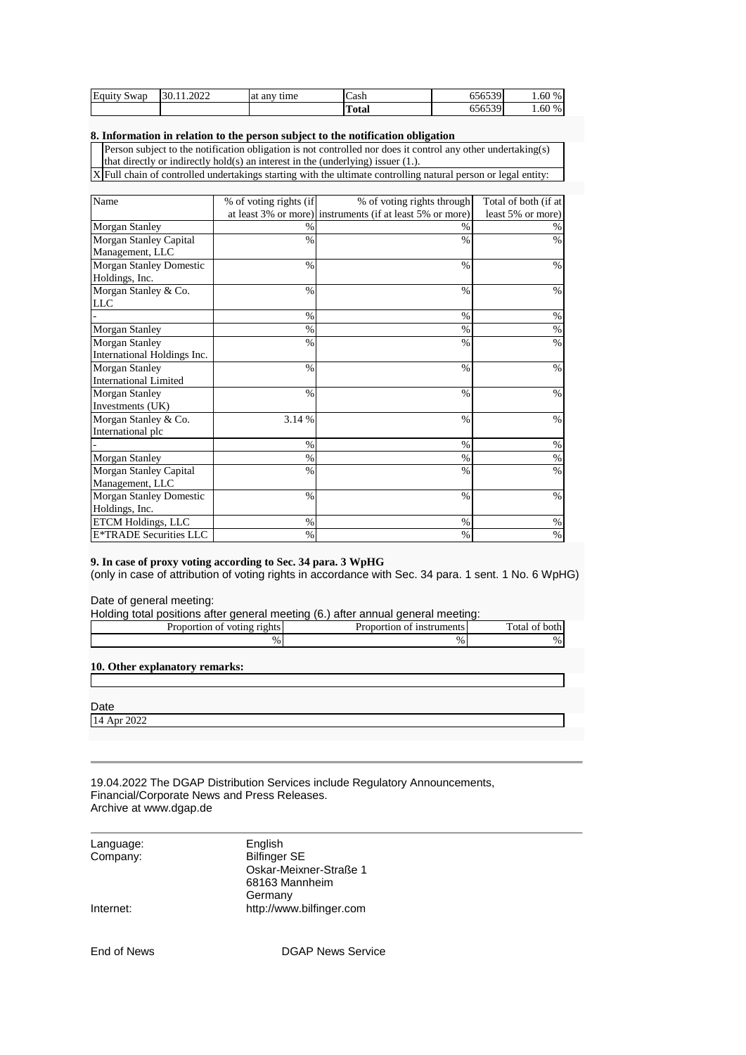| | | | | | |
|---|---|---|---|---|---|
| Equity Swap | 30.11.2022 | at any time | Cash | 656539 | 1.60 % |
| | | | **Total** | 656539 | 1.60 % |

**8. Information in relation to the person subject to the notification obligation**

| | |
|---|---|
| | Person subject to the notification obligation is not controlled nor does it control any other undertaking(s) that directly or indirectly hold(s) an interest in the (underlying) issuer (1.). |
| X | Full chain of controlled undertakings starting with the ultimate controlling natural person or legal entity: |

| Name | % of voting rights (if at least 3% or more) | % of voting rights through instruments (if at least 5% or more) | Total of both (if at least 5% or more) |
|---|---|---|---|
| Morgan Stanley | % | % | % |
| Morgan Stanley Capital Management, LLC | % | % | % |
| Morgan Stanley Domestic Holdings, Inc. | % | % | % |
| Morgan Stanley & Co. LLC | % | % | % |
| - | % | % | % |
| Morgan Stanley | % | % | % |
| Morgan Stanley International Holdings Inc. | % | % | % |
| Morgan Stanley International Limited | % | % | % |
| Morgan Stanley Investments (UK) | % | % | % |
| Morgan Stanley & Co. International plc | 3.14 % | % | % |
| - | % | % | % |
| Morgan Stanley | % | % | % |
| Morgan Stanley Capital Management, LLC | % | % | % |
| Morgan Stanley Domestic Holdings, Inc. | % | % | % |
| ETCM Holdings, LLC | % | % | % |
| E*TRADE Securities LLC | % | % | % |

**9. In case of proxy voting according to Sec. 34 para. 3 WpHG**
(only in case of attribution of voting rights in accordance with Sec. 34 para. 1 sent. 1 No. 6 WpHG)

Date of general meeting:

Holding total positions after general meeting (6.) after annual general meeting:

| Proportion of voting rights | Proportion of instruments | Total of both |
|---|---|---|
| % | % | % |

**10. Other explanatory remarks:**

Date

14 Apr 2022

---

19.04.2022 The DGAP Distribution Services include Regulatory Announcements, Financial/Corporate News and Press Releases.
Archive at www.dgap.de

---

| | |
|---|---|
| Language: | English |
| Company: | Bilfinger SE<br>Oskar-Meixner-Straße 1<br>68163 Mannheim<br>Germany |
| Internet: | http://www.bilfinger.com |

End of News DGAP News Service